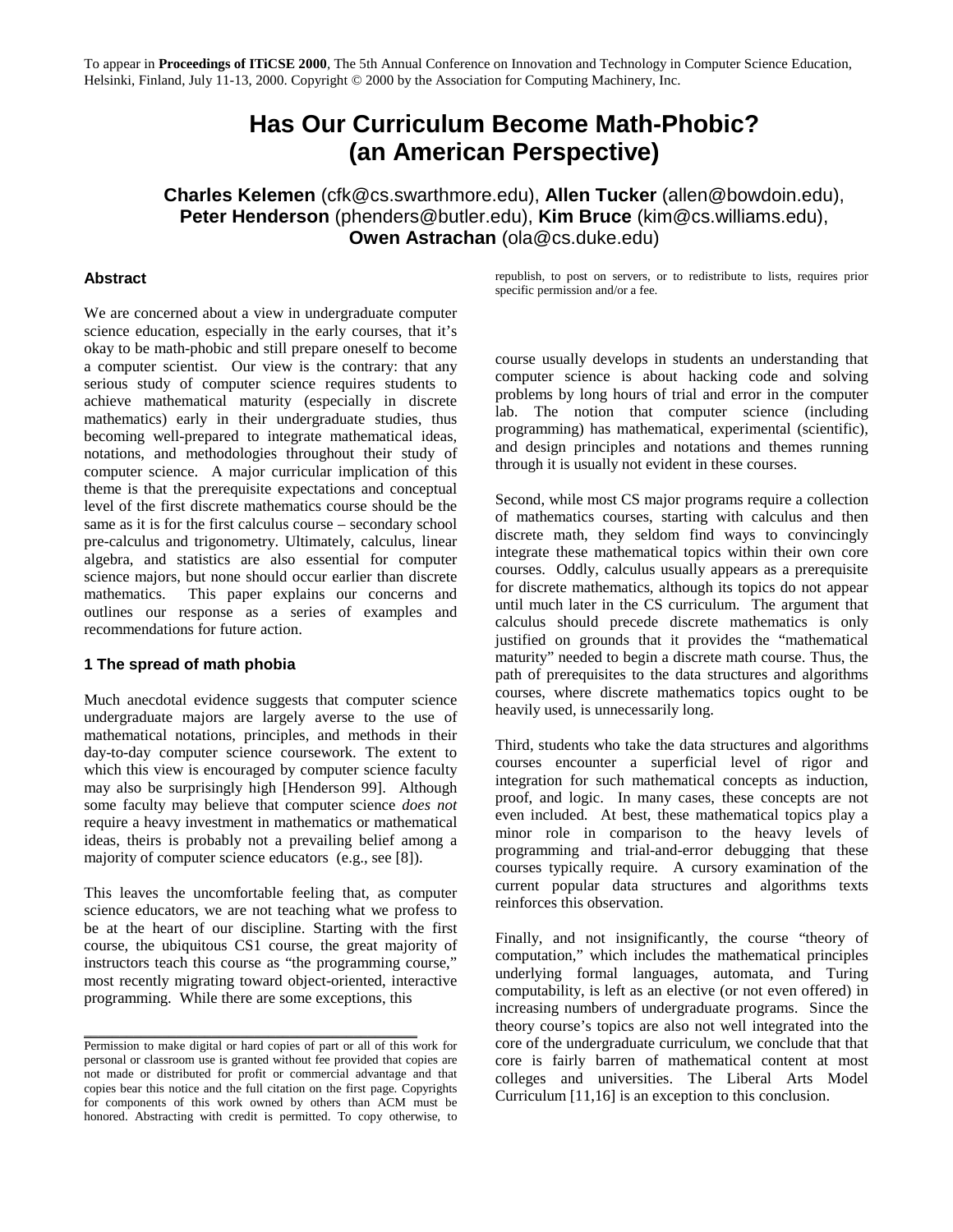To appear in **Proceedings of ITiCSE 2000**, The 5th Annual Conference on Innovation and Technology in Computer Science Education, Helsinki, Finland, July 11-13, 2000. Copyright © 2000 by the Association for Computing Machinery, Inc.

# Has Our Curriculum Become Math-Phobic? (an American Perspective)

**Charles Kelemen** (cfk@cs.swarthmore.edu), **Allen Tucker** (allen@bowdoin.edu), **Peter Henderson** (phenders@butler.edu), **Kim Bruce** (kim@cs.williams.edu), **Owen Astrachan** (ola@cs.duke.edu)

### Abstract

We are concerned about a view in undergraduate computer science education, especially in the early courses, that it's okay to be math-phobic and still prepare oneself to become a computer scientist. Our view is the contrary: that any serious study of computer science requires students to achieve mathematical maturity (especially in discrete mathematics) early in their undergraduate studies, thus becoming well-prepared to integrate mathematical ideas, notations, and methodologies throughout their study of computer science. A major curricular implication of this theme is that the prerequisite expectations and conceptual level of the first discrete mathematics course should be the same as it is for the first calculus course – secondary school pre-calculus and trigonometry. Ultimately, calculus, linear algebra, and statistics are also essential for computer science majors, but none should occur earlier than discrete mathematics. This paper explains our concerns and outlines our response as a series of examples and recommendations for future action.

### 1 The spread of math phobia

Much anecdotal evidence suggests that computer science undergraduate majors are largely averse to the use of mathematical notations, principles, and methods in their day-to-day computer science coursework. The extent to which this view is encouraged by computer science faculty may also be surprisingly high [Henderson 99]. Although some faculty may believe that computer science *does not* require a heavy investment in mathematics or mathematical ideas, theirs is probably not a prevailing belief among a majority of computer science educators (e.g., see [8]).

This leaves the uncomfortable feeling that, as computer science educators, we are not teaching what we profess to be at the heart of our discipline. Starting with the first course, the ubiquitous CS1 course, the great majority of instructors teach this course as "the programming course," most recently migrating toward object-oriented, interactive programming. While there are some exceptions, this course usually develops in students an understanding that computer science is about hacking code and solving problems by long hours of trial and error in the computer lab. The notion that computer science (including programming) has mathematical, experimental (scientific), and design principles and notations and themes running through it is usually not evident in these courses.

Second, while most CS major programs require a collection of mathematics courses, starting with calculus and then discrete math, they seldom find ways to convincingly integrate these mathematical topics within their own core courses. Oddly, calculus usually appears as a prerequisite for discrete mathematics, although its topics do not appear until much later in the CS curriculum. The argument that calculus should precede discrete mathematics is only justified on grounds that it provides the "mathematical maturity" needed to begin a discrete math course. Thus, the path of prerequisites to the data structures and algorithms courses, where discrete mathematics topics ought to be heavily used, is unnecessarily long.

Third, students who take the data structures and algorithms courses encounter a superficial level of rigor and integration for such mathematical concepts as induction, proof, and logic. In many cases, these concepts are not even included. At best, these mathematical topics play a minor role in comparison to the heavy levels of programming and trial-and-error debugging that these courses typically require. A cursory examination of the current popular data structures and algorithms texts reinforces this observation.

Finally, and not insignificantly, the course "theory of computation," which includes the mathematical principles underlying formal languages, automata, and Turing computability, is left as an elective (or not even offered) in increasing numbers of undergraduate programs. Since the theory course's topics are also not well integrated into the core of the undergraduate curriculum, we conclude that that core is fairly barren of mathematical content at most colleges and universities. The Liberal Arts Model Curriculum [11,16] is an exception to this conclusion.

---

Permission to make digital or hard copies of part or all of this work for personal or classroom use is granted without fee provided that copies are not made or distributed for profit or commercial advantage and that copies bear this notice and the full citation on the first page. Copyrights for components of this work owned by others than ACM must be honored. Abstracting with credit is permitted. To copy otherwise, to republish, to post on servers, or to redistribute to lists, requires prior specific permission and/or a fee.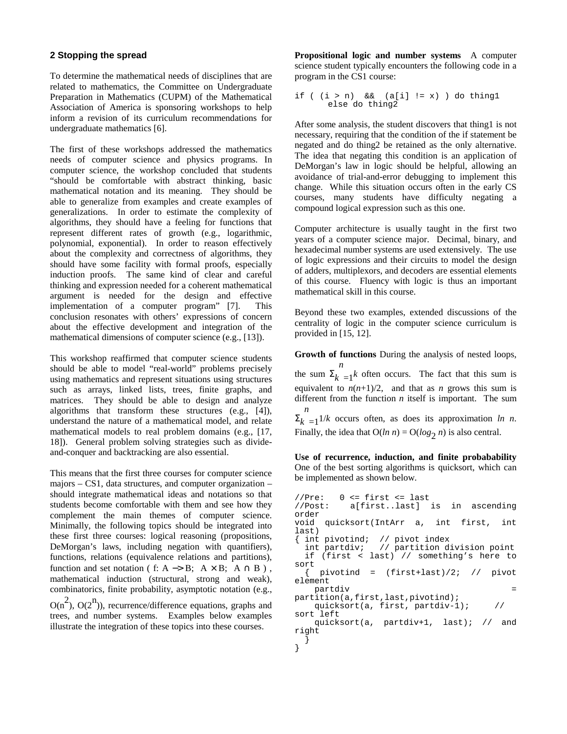## 2 Stopping the spread

To determine the mathematical needs of disciplines that are related to mathematics, the Committee on Undergraduate Preparation in Mathematics (CUPM) of the Mathematical Association of America is sponsoring workshops to help inform a revision of its curriculum recommendations for undergraduate mathematics [6].

The first of these workshops addressed the mathematics needs of computer science and physics programs. In computer science, the workshop concluded that students "should be comfortable with abstract thinking, basic mathematical notation and its meaning. They should be able to generalize from examples and create examples of generalizations. In order to estimate the complexity of algorithms, they should have a feeling for functions that represent different rates of growth (e.g., logarithmic, polynomial, exponential). In order to reason effectively about the complexity and correctness of algorithms, they should have some facility with formal proofs, especially induction proofs. The same kind of clear and careful thinking and expression needed for a coherent mathematical argument is needed for the design and effective implementation of a computer program" [7]. This conclusion resonates with others' expressions of concern about the effective development and integration of the mathematical dimensions of computer science (e.g., [13]).

This workshop reaffirmed that computer science students should be able to model "real-world" problems precisely using mathematics and represent situations using structures such as arrays, linked lists, trees, finite graphs, and matrices. They should be able to design and analyze algorithms that transform these structures (e.g., [4]), understand the nature of a mathematical model, and relate mathematical models to real problem domains (e.g., [17, 18]). General problem solving strategies such as divide-and-conquer and backtracking are also essential.

This means that the first three courses for computer science majors – CS1, data structures, and computer organization – should integrate mathematical ideas and notations so that students become comfortable with them and see how they complement the main themes of computer science. Minimally, the following topics should be integrated into these first three courses: logical reasoning (propositions, DeMorgan's laws, including negation with quantifiers), functions, relations (equivalence relations and partitions), function and set notation ( $f: A \rightarrow B$; $A \times B$; $A \cap B$ ), mathematical induction (structural, strong and weak), combinatorics, finite probability, asymptotic notation (e.g., $O(n^2)$, $O(2^n)$), recurrence/difference equations, graphs and trees, and number systems. Examples below examples illustrate the integration of these topics into these courses.

**Propositional logic and number systems** A computer science student typically encounters the following code in a program in the CS1 course:

```
if ( (i > n)  &&  (a[i] != x) ) do thing1
       else do thing2
```

After some analysis, the student discovers that thing1 is not necessary, requiring that the condition of the if statement be negated and do thing2 be retained as the only alternative. The idea that negating this condition is an application of DeMorgan's law in logic should be helpful, allowing an avoidance of trial-and-error debugging to implement this change. While this situation occurs often in the early CS courses, many students have difficulty negating a compound logical expression such as this one.

Computer architecture is usually taught in the first two years of a computer science major. Decimal, binary, and hexadecimal number systems are used extensively. The use of logic expressions and their circuits to model the design of adders, multiplexors, and decoders are essential elements of this course. Fluency with logic is thus an important mathematical skill in this course.

Beyond these two examples, extended discussions of the centrality of logic in the computer science curriculum is provided in [15, 12].

**Growth of functions** During the analysis of nested loops, the sum $\Sigma_{k=1}^{n} k$ often occurs. The fact that this sum is equivalent to $n(n+1)/2$, and that as $n$ grows this sum is different from the function $n$ itself is important. The sum $\Sigma_{k=1}^{n} 1/k$ occurs often, as does its approximation $ln\ n$. Finally, the idea that $O(ln\ n) = O(log_2\ n)$ is also central.

**Use of recurrence, induction, and finite probabability** One of the best sorting algorithms is quicksort, which can be implemented as shown below.

```
//Pre:   0 <= first <= last
//Post:    a[first..last]  is  in  ascending
order
void  quicksort(IntArr  a,  int  first,  int
last)
{ int pivotind;  // pivot index
  int partdiv;   // partition division point
  if (first < last) // something's here to
sort
  {  pivotind  =  (first+last)/2;  //  pivot
element
    partdiv                                 =
partition(a,first,last,pivotind);
    quicksort(a, first, partdiv-1);     //
sort left
    quicksort(a,  partdiv+1,  last);  //  and
right
  }
}
```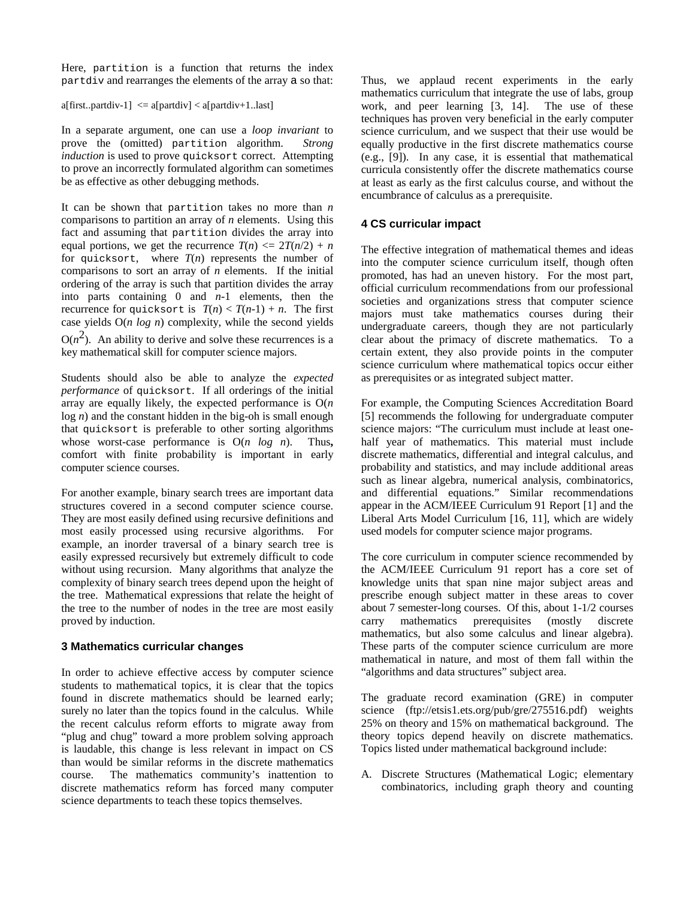Here, `partition` is a function that returns the index `partdiv` and rearranges the elements of the array `a` so that:

a[first..partdiv-1] <= a[partdiv] < a[partdiv+1..last]

In a separate argument, one can use a *loop invariant* to prove the (omitted) `partition` algorithm. *Strong induction* is used to prove `quicksort` correct. Attempting to prove an incorrectly formulated algorithm can sometimes be as effective as other debugging methods.

It can be shown that `partition` takes no more than $n$ comparisons to partition an array of $n$ elements. Using this fact and assuming that `partition` divides the array into equal portions, we get the recurrence $T(n) <= 2T(n/2) + n$ for `quicksort`, where $T(n)$ represents the number of comparisons to sort an array of $n$ elements. If the initial ordering of the array is such that partition divides the array into parts containing 0 and $n$-1 elements, then the recurrence for `quicksort` is $T(n) < T(n\text{-}1) + n$. The first case yields $O(n \log n)$ complexity, while the second yields $O(n^2)$. An ability to derive and solve these recurrences is a key mathematical skill for computer science majors.

Students should also be able to analyze the *expected performance* of `quicksort`. If all orderings of the initial array are equally likely, the expected performance is $O(n \log n)$ and the constant hidden in the big-oh is small enough that `quicksort` is preferable to other sorting algorithms whose worst-case performance is $O(n \log n)$. Thus**,** comfort with finite probability is important in early computer science courses.

For another example, binary search trees are important data structures covered in a second computer science course. They are most easily defined using recursive definitions and most easily processed using recursive algorithms. For example, an inorder traversal of a binary search tree is easily expressed recursively but extremely difficult to code without using recursion. Many algorithms that analyze the complexity of binary search trees depend upon the height of the tree. Mathematical expressions that relate the height of the tree to the number of nodes in the tree are most easily proved by induction.

### 3 Mathematics curricular changes

In order to achieve effective access by computer science students to mathematical topics, it is clear that the topics found in discrete mathematics should be learned early; surely no later than the topics found in the calculus. While the recent calculus reform efforts to migrate away from "plug and chug" toward a more problem solving approach is laudable, this change is less relevant in impact on CS than would be similar reforms in the discrete mathematics course. The mathematics community's inattention to discrete mathematics reform has forced many computer science departments to teach these topics themselves.

Thus, we applaud recent experiments in the early mathematics curriculum that integrate the use of labs, group work, and peer learning [3, 14]. The use of these techniques has proven very beneficial in the early computer science curriculum, and we suspect that their use would be equally productive in the first discrete mathematics course (e.g., [9]). In any case, it is essential that mathematical curricula consistently offer the discrete mathematics course at least as early as the first calculus course, and without the encumbrance of calculus as a prerequisite.

### 4 CS curricular impact

The effective integration of mathematical themes and ideas into the computer science curriculum itself, though often promoted, has had an uneven history. For the most part, official curriculum recommendations from our professional societies and organizations stress that computer science majors must take mathematics courses during their undergraduate careers, though they are not particularly clear about the primacy of discrete mathematics. To a certain extent, they also provide points in the computer science curriculum where mathematical topics occur either as prerequisites or as integrated subject matter.

For example, the Computing Sciences Accreditation Board [5] recommends the following for undergraduate computer science majors: "The curriculum must include at least one-half year of mathematics. This material must include discrete mathematics, differential and integral calculus, and probability and statistics, and may include additional areas such as linear algebra, numerical analysis, combinatorics, and differential equations." Similar recommendations appear in the ACM/IEEE Curriculum 91 Report [1] and the Liberal Arts Model Curriculum [16, 11], which are widely used models for computer science major programs.

The core curriculum in computer science recommended by the ACM/IEEE Curriculum 91 report has a core set of knowledge units that span nine major subject areas and prescribe enough subject matter in these areas to cover about 7 semester-long courses. Of this, about 1-1/2 courses carry mathematics prerequisites (mostly discrete mathematics, but also some calculus and linear algebra). These parts of the computer science curriculum are more mathematical in nature, and most of them fall within the "algorithms and data structures" subject area.

The graduate record examination (GRE) in computer science (ftp://etsis1.ets.org/pub/gre/275516.pdf) weights 25% on theory and 15% on mathematical background. The theory topics depend heavily on discrete mathematics. Topics listed under mathematical background include:

A. Discrete Structures (Mathematical Logic; elementary combinatorics, including graph theory and counting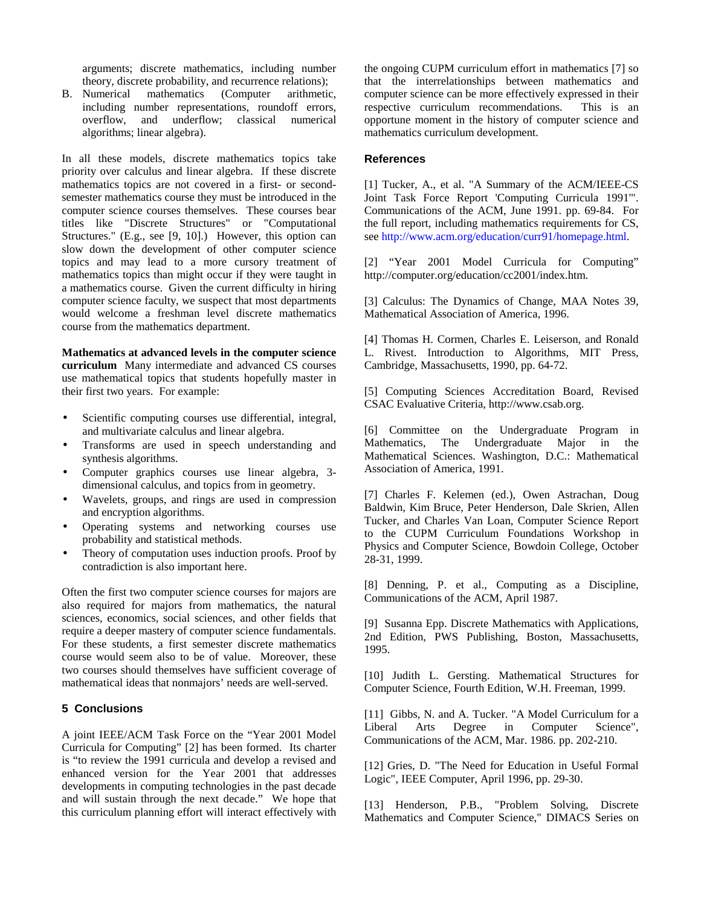arguments; discrete mathematics, including number theory, discrete probability, and recurrence relations);

B. Numerical mathematics (Computer arithmetic, including number representations, roundoff errors, overflow, and underflow; classical numerical algorithms; linear algebra).

In all these models, discrete mathematics topics take priority over calculus and linear algebra. If these discrete mathematics topics are not covered in a first- or second-semester mathematics course they must be introduced in the computer science courses themselves. These courses bear titles like "Discrete Structures" or "Computational Structures." (E.g., see [9, 10].) However, this option can slow down the development of other computer science topics and may lead to a more cursory treatment of mathematics topics than might occur if they were taught in a mathematics course. Given the current difficulty in hiring computer science faculty, we suspect that most departments would welcome a freshman level discrete mathematics course from the mathematics department.

**Mathematics at advanced levels in the computer science curriculum** Many intermediate and advanced CS courses use mathematical topics that students hopefully master in their first two years. For example:

- Scientific computing courses use differential, integral, and multivariate calculus and linear algebra.
- Transforms are used in speech understanding and synthesis algorithms.
- Computer graphics courses use linear algebra, 3-dimensional calculus, and topics from in geometry.
- Wavelets, groups, and rings are used in compression and encryption algorithms.
- Operating systems and networking courses use probability and statistical methods.
- Theory of computation uses induction proofs. Proof by contradiction is also important here.

Often the first two computer science courses for majors are also required for majors from mathematics, the natural sciences, economics, social sciences, and other fields that require a deeper mastery of computer science fundamentals. For these students, a first semester discrete mathematics course would seem also to be of value. Moreover, these two courses should themselves have sufficient coverage of mathematical ideas that nonmajors' needs are well-served.

## 5 Conclusions

A joint IEEE/ACM Task Force on the "Year 2001 Model Curricula for Computing" [2] has been formed. Its charter is "to review the 1991 curricula and develop a revised and enhanced version for the Year 2001 that addresses developments in computing technologies in the past decade and will sustain through the next decade." We hope that this curriculum planning effort will interact effectively with the ongoing CUPM curriculum effort in mathematics [7] so that the interrelationships between mathematics and computer science can be more effectively expressed in their respective curriculum recommendations. This is an opportune moment in the history of computer science and mathematics curriculum development.

## References

[1] Tucker, A., et al. "A Summary of the ACM/IEEE-CS Joint Task Force Report 'Computing Curricula 1991'". Communications of the ACM, June 1991. pp. 69-84. For the full report, including mathematics requirements for CS, see http://www.acm.org/education/curr91/homepage.html.

[2] "Year 2001 Model Curricula for Computing" http://computer.org/education/cc2001/index.htm.

[3] Calculus: The Dynamics of Change, MAA Notes 39, Mathematical Association of America, 1996.

[4] Thomas H. Cormen, Charles E. Leiserson, and Ronald L. Rivest. Introduction to Algorithms, MIT Press, Cambridge, Massachusetts, 1990, pp. 64-72.

[5] Computing Sciences Accreditation Board, Revised CSAC Evaluative Criteria, http://www.csab.org.

[6] Committee on the Undergraduate Program in Mathematics, The Undergraduate Major in the Mathematical Sciences. Washington, D.C.: Mathematical Association of America, 1991.

[7] Charles F. Kelemen (ed.), Owen Astrachan, Doug Baldwin, Kim Bruce, Peter Henderson, Dale Skrien, Allen Tucker, and Charles Van Loan, Computer Science Report to the CUPM Curriculum Foundations Workshop in Physics and Computer Science, Bowdoin College, October 28-31, 1999.

[8] Denning, P. et al., Computing as a Discipline, Communications of the ACM, April 1987.

[9] Susanna Epp. Discrete Mathematics with Applications, 2nd Edition, PWS Publishing, Boston, Massachusetts, 1995.

[10] Judith L. Gersting. Mathematical Structures for Computer Science, Fourth Edition, W.H. Freeman, 1999.

[11] Gibbs, N. and A. Tucker. "A Model Curriculum for a Liberal Arts Degree in Computer Science", Communications of the ACM, Mar. 1986. pp. 202-210.

[12] Gries, D. "The Need for Education in Useful Formal Logic", IEEE Computer, April 1996, pp. 29-30.

[13] Henderson, P.B., "Problem Solving, Discrete Mathematics and Computer Science," DIMACS Series on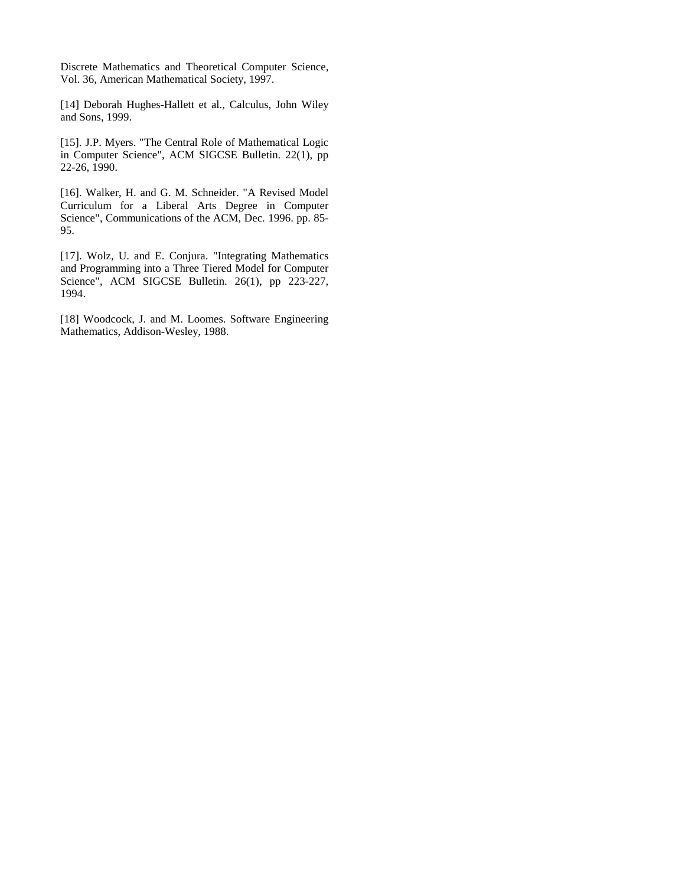Discrete Mathematics and Theoretical Computer Science, Vol. 36, American Mathematical Society, 1997.

[14] Deborah Hughes-Hallett et al., Calculus, John Wiley and Sons, 1999.

[15]. J.P. Myers. "The Central Role of Mathematical Logic in Computer Science", ACM SIGCSE Bulletin. 22(1), pp 22-26, 1990.

[16]. Walker, H. and G. M. Schneider. "A Revised Model Curriculum for a Liberal Arts Degree in Computer Science", Communications of the ACM, Dec. 1996. pp. 85-95.

[17]. Wolz, U. and E. Conjura. "Integrating Mathematics and Programming into a Three Tiered Model for Computer Science", ACM SIGCSE Bulletin. 26(1), pp 223-227, 1994.

[18] Woodcock, J. and M. Loomes. Software Engineering Mathematics, Addison-Wesley, 1988.